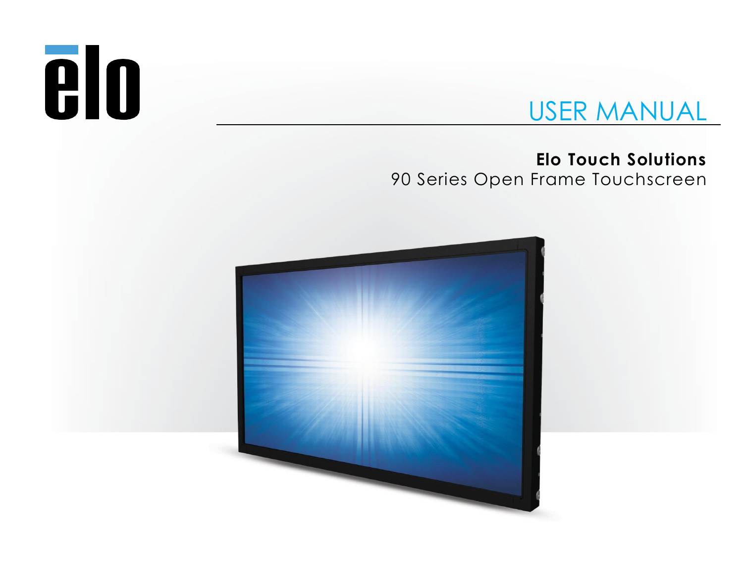# USER MANUAL

**Elo Touch Solutions**

90 Series Open Frame Touchscreen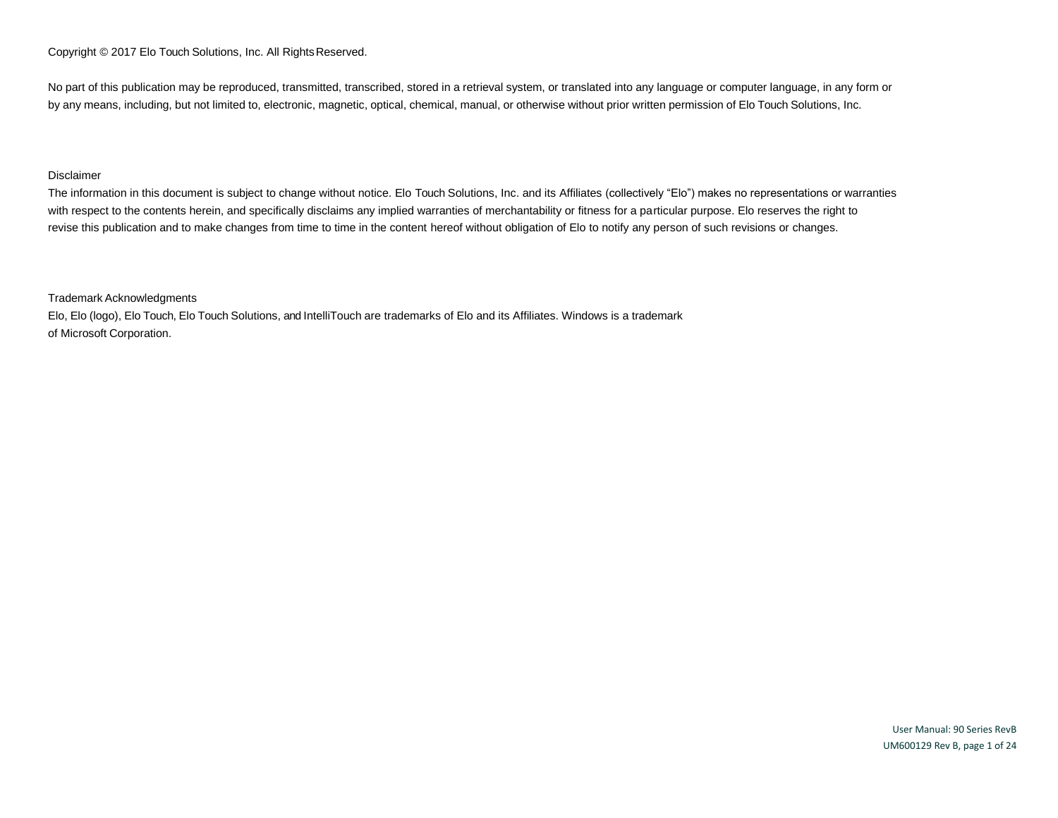Copyright © 2017 Elo Touch Solutions, Inc. All Rights Reserved.

No part of this publication may be reproduced, transmitted, transcribed, stored in a retrieval system, or translated into any language or computer language, in any form or by any means, including, but not limited to, electronic, magnetic, optical, chemical, manual, or otherwise without prior written permission of Elo Touch Solutions, Inc.

Disclaimer

The information in this document is subject to change without notice. Elo Touch Solutions, Inc. and its Affiliates (collectively "Elo") makes no representations or warranties with respect to the contents herein, and specifically disclaims any implied warranties of merchantability or fitness for a particular purpose. Elo reserves the right to revise this publication and to make changes from time to time in the content hereof without obligation of Elo to notify any person of such revisions or changes.

Trademark Acknowledgments

Elo, Elo (logo), Elo Touch, Elo Touch Solutions, and IntelliTouch are trademarks of Elo and its Affiliates. Windows is a trademark of Microsoft Corporation.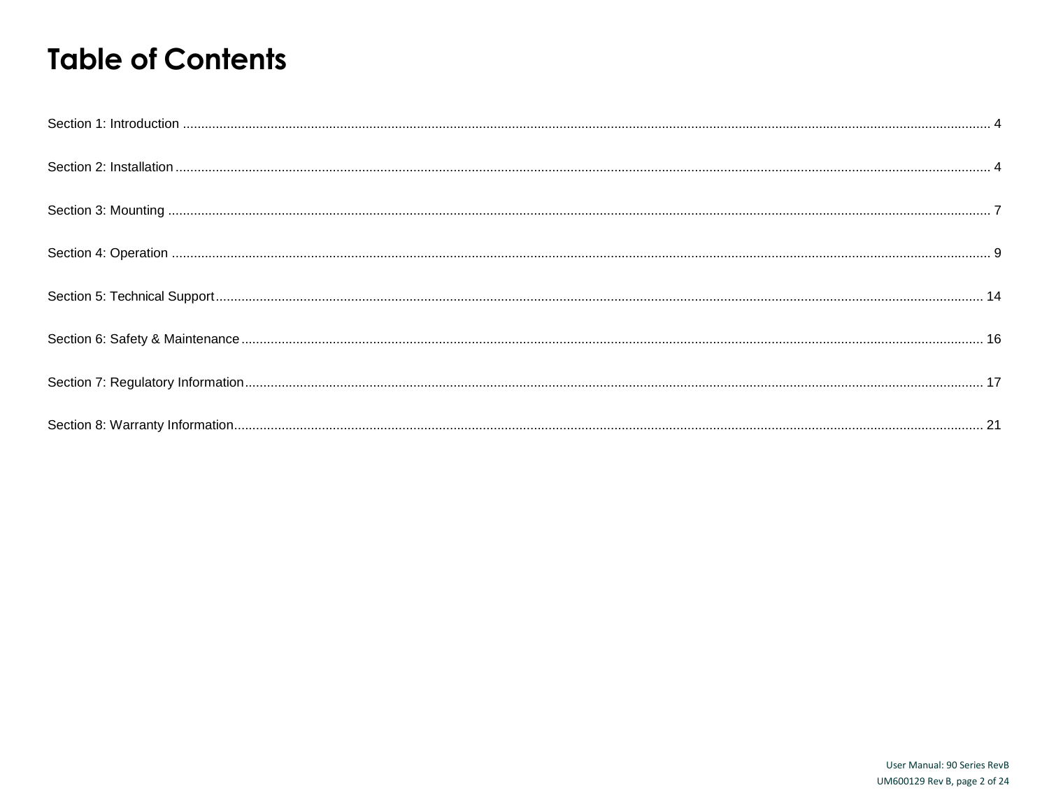# Table of Contents

Section 1: Introduction ........................................................................................................................................................................................................ 4

Section 2: Installation ............................................................................................................................................................................................................ 4

Section 3: Mounting ............................................................................................................................................................................................................ 7

Section 4: Operation ............................................................................................................................................................................................................ 9

Section 5: Technical Support ............................................................................................................................................................................................ 14

Section 6: Safety & Maintenance ....................................................................................................................................................................................... 16

Section 7: Regulatory Information ...................................................................................................................................................................................... 17

Section 8: Warranty Information ......................................................................................................................................................................................... 21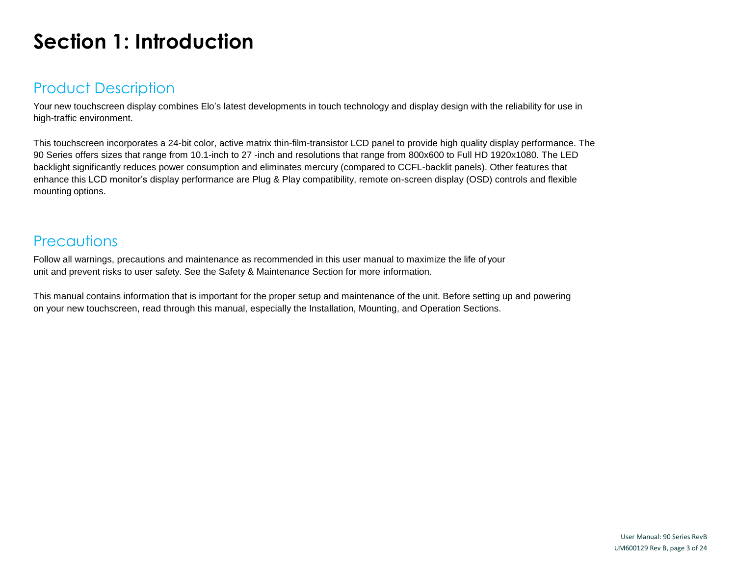# Section 1: Introduction

## Product Description

Your new touchscreen display combines Elo's latest developments in touch technology and display design with the reliability for use in high-traffic environment.

This touchscreen incorporates a 24-bit color, active matrix thin-film-transistor LCD panel to provide high quality display performance. The 90 Series offers sizes that range from 10.1-inch to 27 -inch and resolutions that range from 800x600 to Full HD 1920x1080. The LED backlight significantly reduces power consumption and eliminates mercury (compared to CCFL-backlit panels). Other features that enhance this LCD monitor's display performance are Plug & Play compatibility, remote on-screen display (OSD) controls and flexible mounting options.

## Precautions

Follow all warnings, precautions and maintenance as recommended in this user manual to maximize the life of your unit and prevent risks to user safety. See the Safety & Maintenance Section for more information.

This manual contains information that is important for the proper setup and maintenance of the unit. Before setting up and powering on your new touchscreen, read through this manual, especially the Installation, Mounting, and Operation Sections.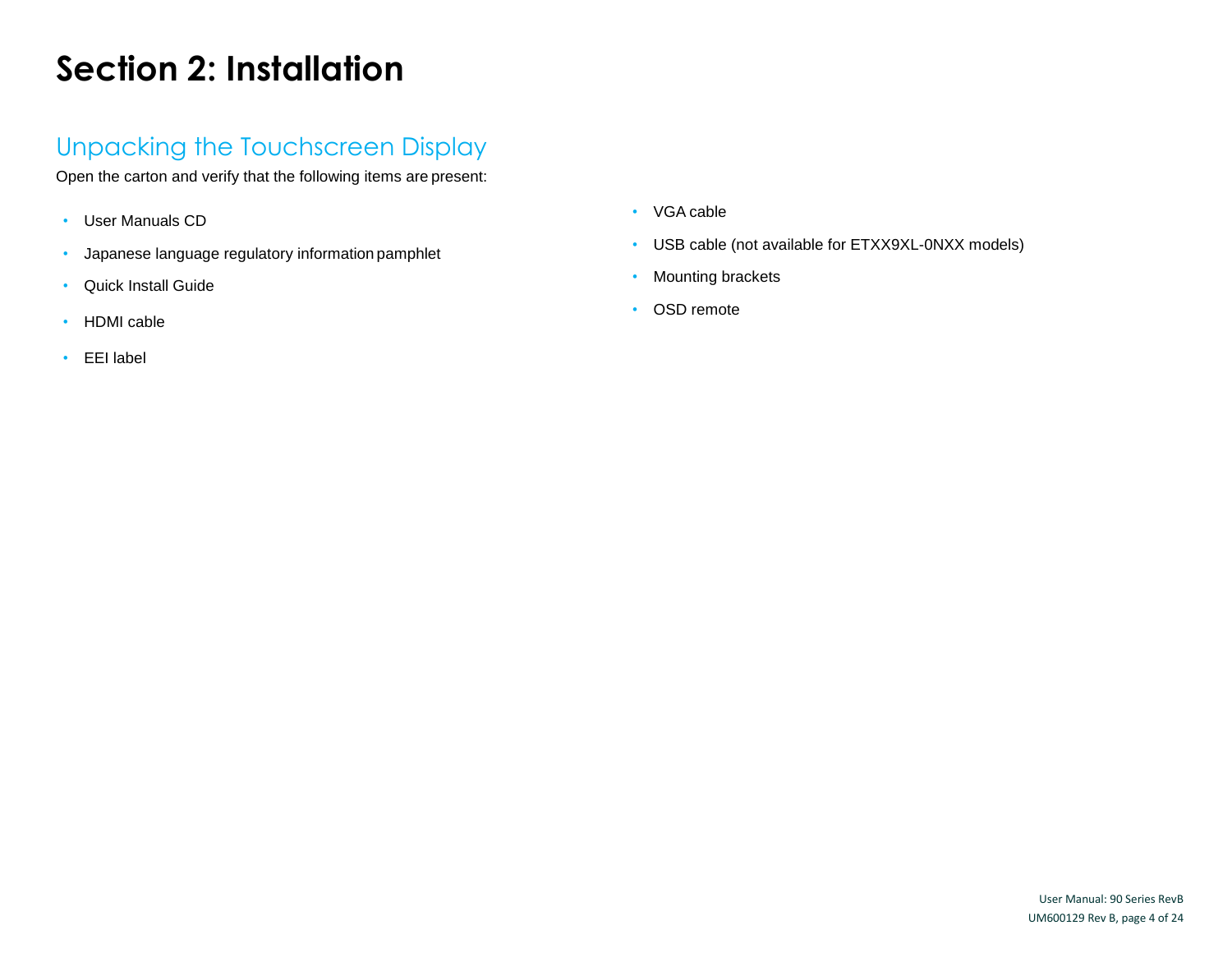# Section 2: Installation

## Unpacking the Touchscreen Display

Open the carton and verify that the following items are present:

- User Manuals CD
- Japanese language regulatory information pamphlet
- Quick Install Guide
- HDMI cable
- EEI label
- VGA cable
- USB cable (not available for ETXX9XL-0NXX models)
- Mounting brackets
- OSD remote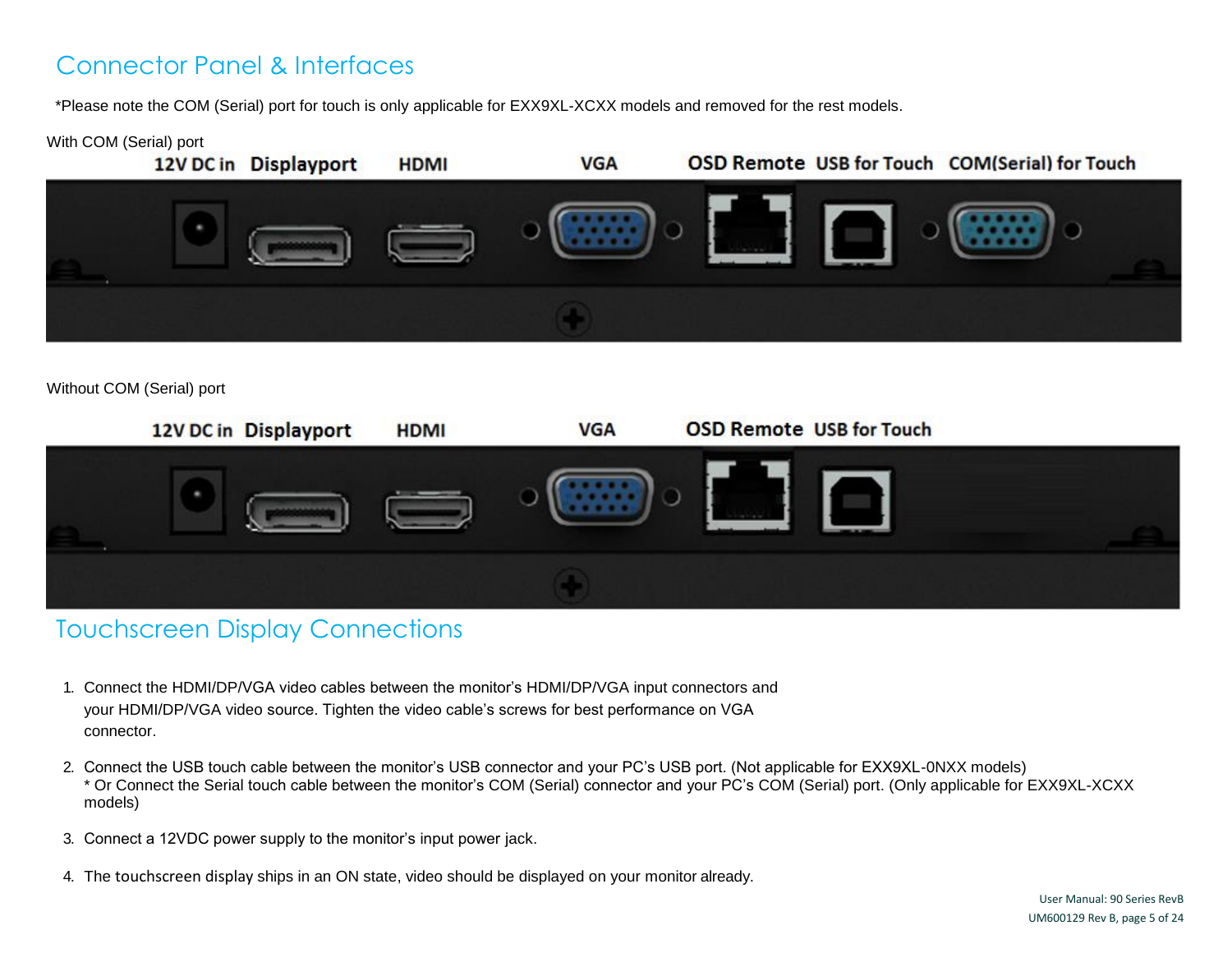## Connector Panel & Interfaces

*Please note the COM (Serial) port for touch is only applicable for EXX9XL-XCXX models and removed for the rest models.

With COM (Serial) port

12V DC in Displayport HDMI VGA OSD Remote USB for Touch COM(Serial) for Touch

Without COM (Serial) port

12V DC in Displayport HDMI VGA OSD Remote USB for Touch

## Touchscreen Display Connections

1. Connect the HDMI/DP/VGA video cables between the monitor's HDMI/DP/VGA input connectors and your HDMI/DP/VGA video source. Tighten the video cable's screws for best performance on VGA connector.

2. Connect the USB touch cable between the monitor's USB connector and your PC's USB port. (Not applicable for EXX9XL-0NXX models)
   * Or Connect the Serial touch cable between the monitor's COM (Serial) connector and your PC's COM (Serial) port. (Only applicable for EXX9XL-XCXX models)

3. Connect a 12VDC power supply to the monitor's input power jack.

4. The touchscreen display ships in an ON state, video should be displayed on your monitor already.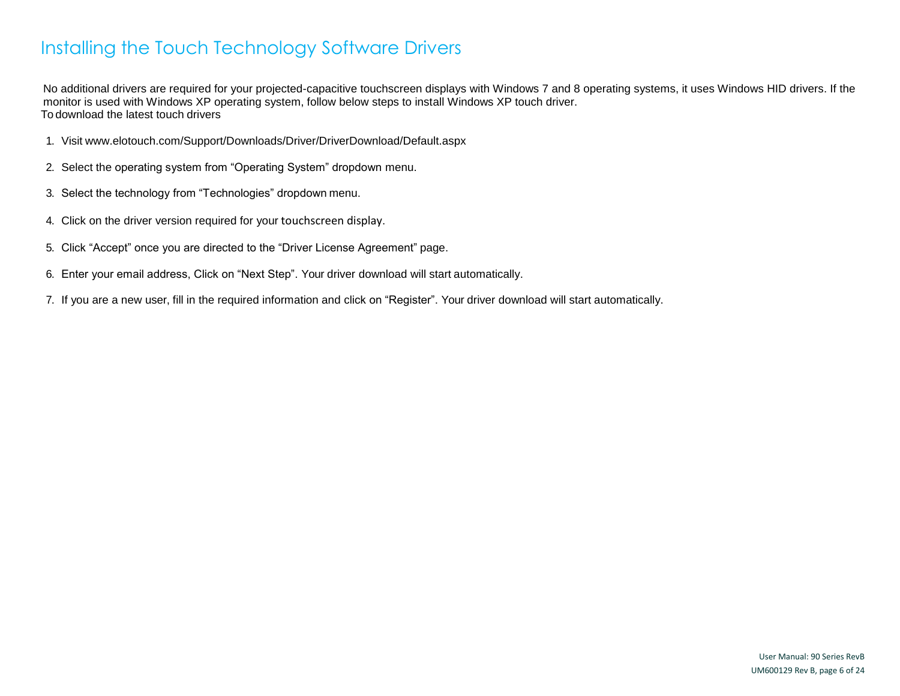# Installing the Touch Technology Software Drivers

No additional drivers are required for your projected-capacitive touchscreen displays with Windows 7 and 8 operating systems, it uses Windows HID drivers. If the monitor is used with Windows XP operating system, follow below steps to install Windows XP touch driver.

To download the latest touch drivers

1. Visit www.elotouch.com/Support/Downloads/Driver/DriverDownload/Default.aspx
2. Select the operating system from “Operating System” dropdown menu.
3. Select the technology from “Technologies” dropdown menu.
4. Click on the driver version required for your touchscreen display.
5. Click “Accept” once you are directed to the “Driver License Agreement” page.
6. Enter your email address, Click on “Next Step”. Your driver download will start automatically.
7. If you are a new user, fill in the required information and click on “Register”. Your driver download will start automatically.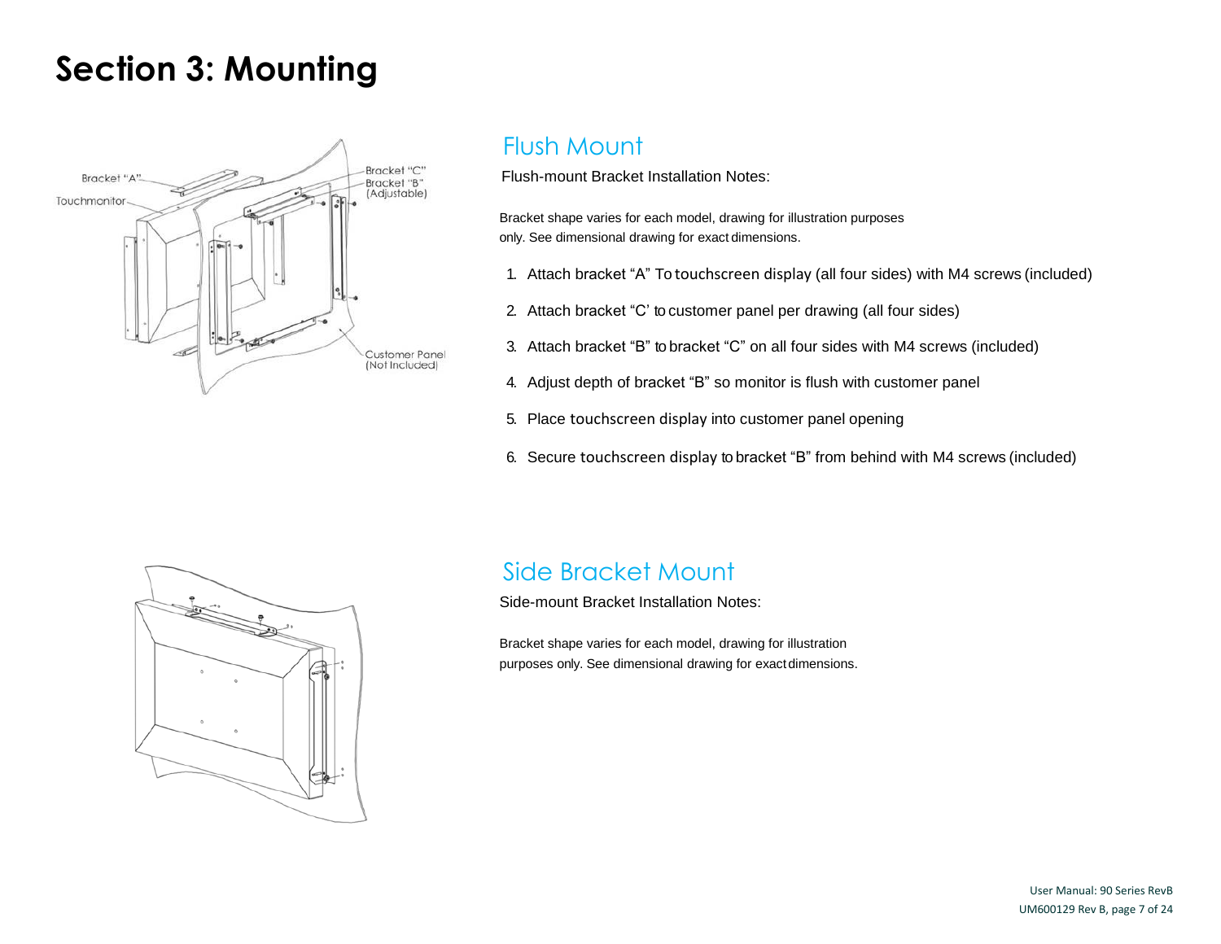# Section 3: Mounting

## Flush Mount

Flush-mount Bracket Installation Notes:

Bracket shape varies for each model, drawing for illustration purposes only. See dimensional drawing for exact dimensions.

1. Attach bracket “A” To touchscreen display (all four sides) with M4 screws (included)
2. Attach bracket “C’ to customer panel per drawing (all four sides)
3. Attach bracket “B” to bracket “C” on all four sides with M4 screws (included)
4. Adjust depth of bracket “B” so monitor is flush with customer panel
5. Place touchscreen display into customer panel opening
6. Secure touchscreen display to bracket “B” from behind with M4 screws (included)

## Side Bracket Mount

Side-mount Bracket Installation Notes:

Bracket shape varies for each model, drawing for illustration purposes only. See dimensional drawing for exact dimensions.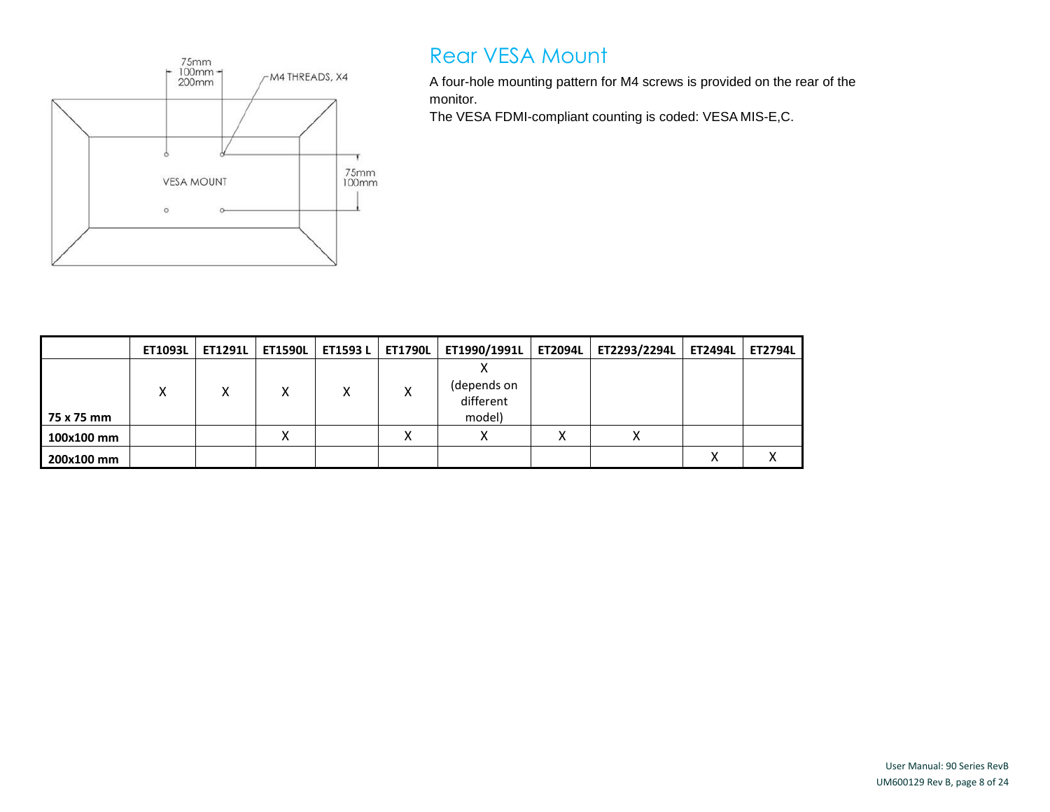## Rear VESA Mount

A four-hole mounting pattern for M4 screws is provided on the rear of the monitor.
The VESA FDMI-compliant counting is coded: VESA MIS-E,C.

| | ET1093L | ET1291L | ET1590L | ET1593 L | ET1790L | ET1990/1991L | ET2094L | ET2293/2294L | ET2494L | ET2794L |
|---|---|---|---|---|---|---|---|---|---|---|
| 75 x 75 mm | X | X | X | X | X | X (depends on different model) | | | | |
| 100x100 mm | | | X | | X | X | X | X | | |
| 200x100 mm | | | | | | | | | X | X |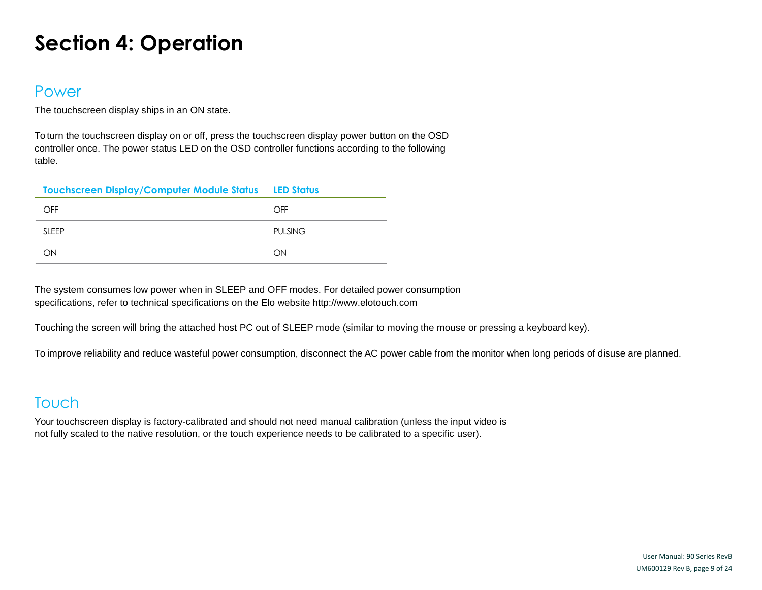# Section 4: Operation

## Power

The touchscreen display ships in an ON state.

To turn the touchscreen display on or off, press the touchscreen display power button on the OSD controller once. The power status LED on the OSD controller functions according to the following table.

| Touchscreen Display/Computer Module Status | LED Status |
|---|---|
| OFF | OFF |
| SLEEP | PULSING |
| ON | ON |

The system consumes low power when in SLEEP and OFF modes. For detailed power consumption specifications, refer to technical specifications on the Elo website http://www.elotouch.com

Touching the screen will bring the attached host PC out of SLEEP mode (similar to moving the mouse or pressing a keyboard key).

To improve reliability and reduce wasteful power consumption, disconnect the AC power cable from the monitor when long periods of disuse are planned.

## Touch

Your touchscreen display is factory-calibrated and should not need manual calibration (unless the input video is not fully scaled to the native resolution, or the touch experience needs to be calibrated to a specific user).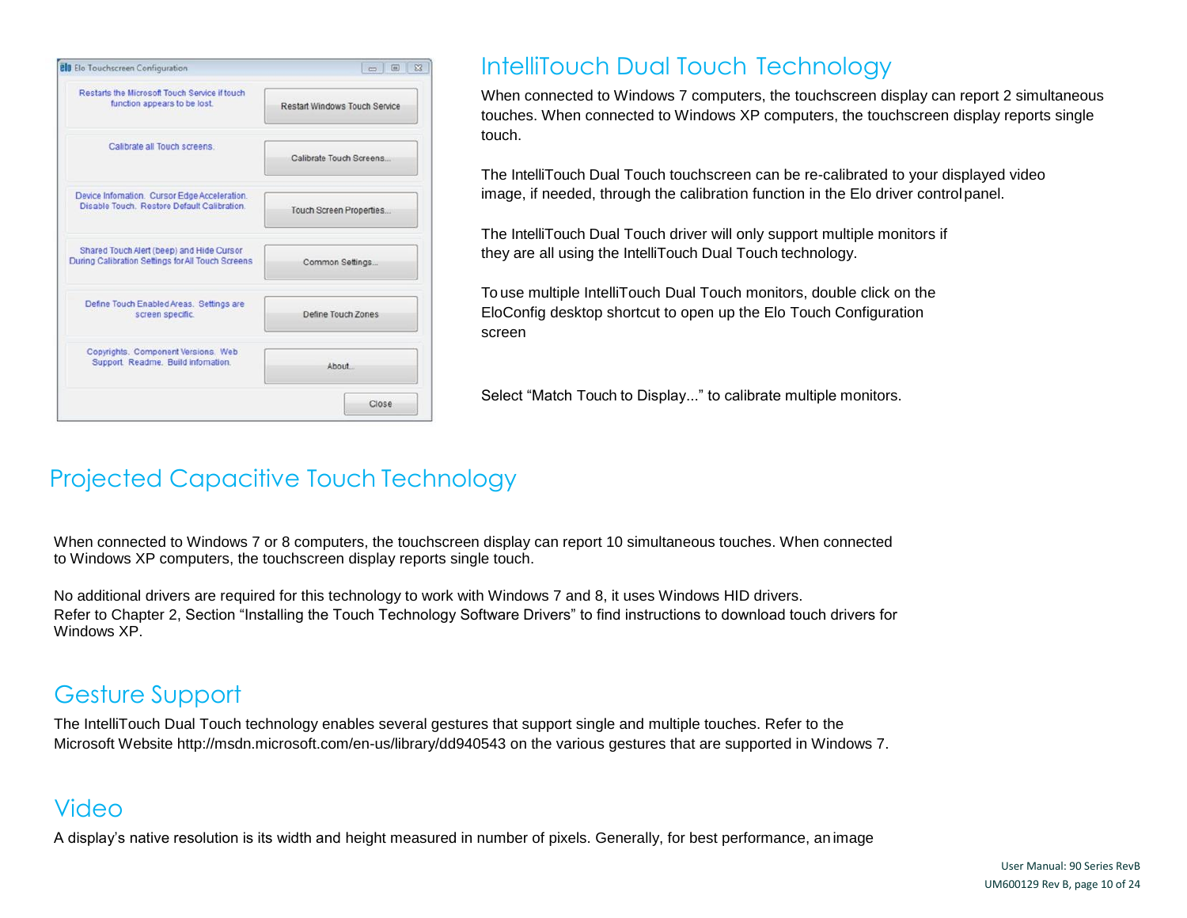## IntelliTouch Dual Touch Technology

When connected to Windows 7 computers, the touchscreen display can report 2 simultaneous touches. When connected to Windows XP computers, the touchscreen display reports single touch.

The IntelliTouch Dual Touch touchscreen can be re-calibrated to your displayed video image, if needed, through the calibration function in the Elo driver control panel.

The IntelliTouch Dual Touch driver will only support multiple monitors if they are all using the IntelliTouch Dual Touch technology.

To use multiple IntelliTouch Dual Touch monitors, double click on the EloConfig desktop shortcut to open up the Elo Touch Configuration screen

Select "Match Touch to Display..." to calibrate multiple monitors.

## Projected Capacitive Touch Technology

When connected to Windows 7 or 8 computers, the touchscreen display can report 10 simultaneous touches. When connected to Windows XP computers, the touchscreen display reports single touch.

No additional drivers are required for this technology to work with Windows 7 and 8, it uses Windows HID drivers.
Refer to Chapter 2, Section "Installing the Touch Technology Software Drivers" to find instructions to download touch drivers for Windows XP.

## Gesture Support

The IntelliTouch Dual Touch technology enables several gestures that support single and multiple touches. Refer to the Microsoft Website http://msdn.microsoft.com/en-us/library/dd940543 on the various gestures that are supported in Windows 7.

## Video

A display's native resolution is its width and height measured in number of pixels. Generally, for best performance, an image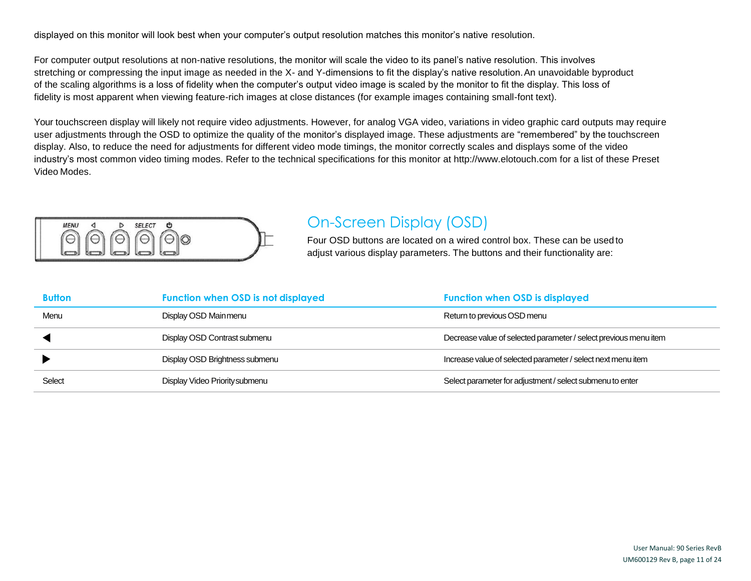displayed on this monitor will look best when your computer's output resolution matches this monitor's native resolution.

For computer output resolutions at non-native resolutions, the monitor will scale the video to its panel's native resolution. This involves stretching or compressing the input image as needed in the X- and Y-dimensions to fit the display's native resolution. An unavoidable byproduct of the scaling algorithms is a loss of fidelity when the computer's output video image is scaled by the monitor to fit the display. This loss of fidelity is most apparent when viewing feature-rich images at close distances (for example images containing small-font text).

Your touchscreen display will likely not require video adjustments. However, for analog VGA video, variations in video graphic card outputs may require user adjustments through the OSD to optimize the quality of the monitor's displayed image. These adjustments are "remembered" by the touchscreen display. Also, to reduce the need for adjustments for different video mode timings, the monitor correctly scales and displays some of the video industry's most common video timing modes. Refer to the technical specifications for this monitor at http://www.elotouch.com for a list of these Preset Video Modes.

## On-Screen Display (OSD)

Four OSD buttons are located on a wired control box. These can be used to adjust various display parameters. The buttons and their functionality are:

| Button | Function when OSD is not displayed | Function when OSD is displayed |
|---|---|---|
| Menu | Display OSD Main menu | Return to previous OSD menu |
| ◀ | Display OSD Contrast submenu | Decrease value of selected parameter / select previous menu item |
| ▶ | Display OSD Brightness submenu | Increase value of selected parameter / select next menu item |
| Select | Display Video Priority submenu | Select parameter for adjustment / select submenu to enter |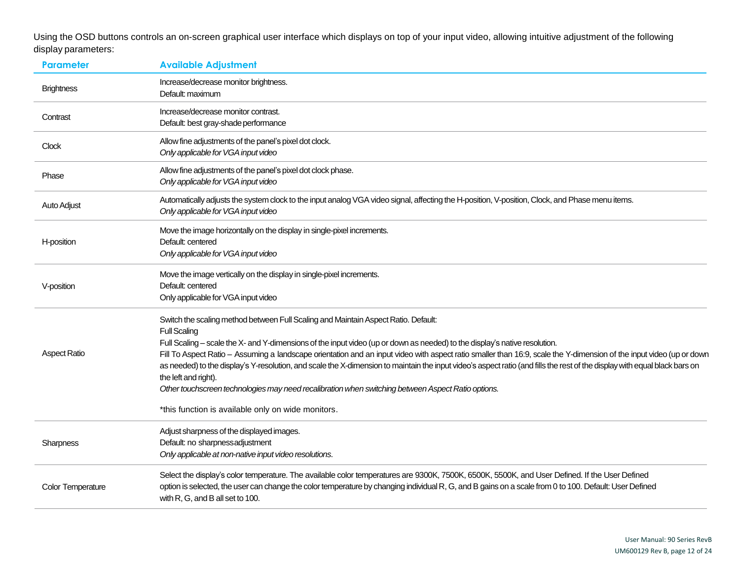Using the OSD buttons controls an on-screen graphical user interface which displays on top of your input video, allowing intuitive adjustment of the following display parameters:

| Parameter | Available Adjustment |
|---|---|
| Brightness | Increase/decrease monitor brightness.<br>Default: maximum |
| Contrast | Increase/decrease monitor contrast.<br>Default: best gray-shade performance |
| Clock | Allow fine adjustments of the panel's pixel dot clock.<br>*Only applicable for VGA input video* |
| Phase | Allow fine adjustments of the panel's pixel dot clock phase.<br>*Only applicable for VGA input video* |
| Auto Adjust | Automatically adjusts the system clock to the input analog VGA video signal, affecting the H-position, V-position, Clock, and Phase menu items.<br>*Only applicable for VGA input video* |
| H-position | Move the image horizontally on the display in single-pixel increments.<br>Default: centered<br>*Only applicable for VGA input video* |
| V-position | Move the image vertically on the display in single-pixel increments.<br>Default: centered<br>Only applicable for VGA input video |
| Aspect Ratio | Switch the scaling method between Full Scaling and Maintain Aspect Ratio. Default: Full Scaling<br>Full Scaling – scale the X- and Y-dimensions of the input video (up or down as needed) to the display's native resolution.<br>Fill To Aspect Ratio – Assuming a landscape orientation and an input video with aspect ratio smaller than 16:9, scale the Y-dimension of the input video (up or down as needed) to the display's Y-resolution, and scale the X-dimension to maintain the input video's aspect ratio (and fills the rest of the display with equal black bars on the left and right).<br>*Other touchscreen technologies may need recalibration when switching between Aspect Ratio options.*<br><br>*this function is available only on wide monitors. |
| Sharpness | Adjust sharpness of the displayed images.<br>Default: no sharpness adjustment<br>*Only applicable at non-native input video resolutions*. |
| Color Temperature | Select the display's color temperature. The available color temperatures are 9300K, 7500K, 6500K, 5500K, and User Defined. If the User Defined option is selected, the user can change the color temperature by changing individual R, G, and B gains on a scale from 0 to 100. Default: User Defined with R, G, and B all set to 100. |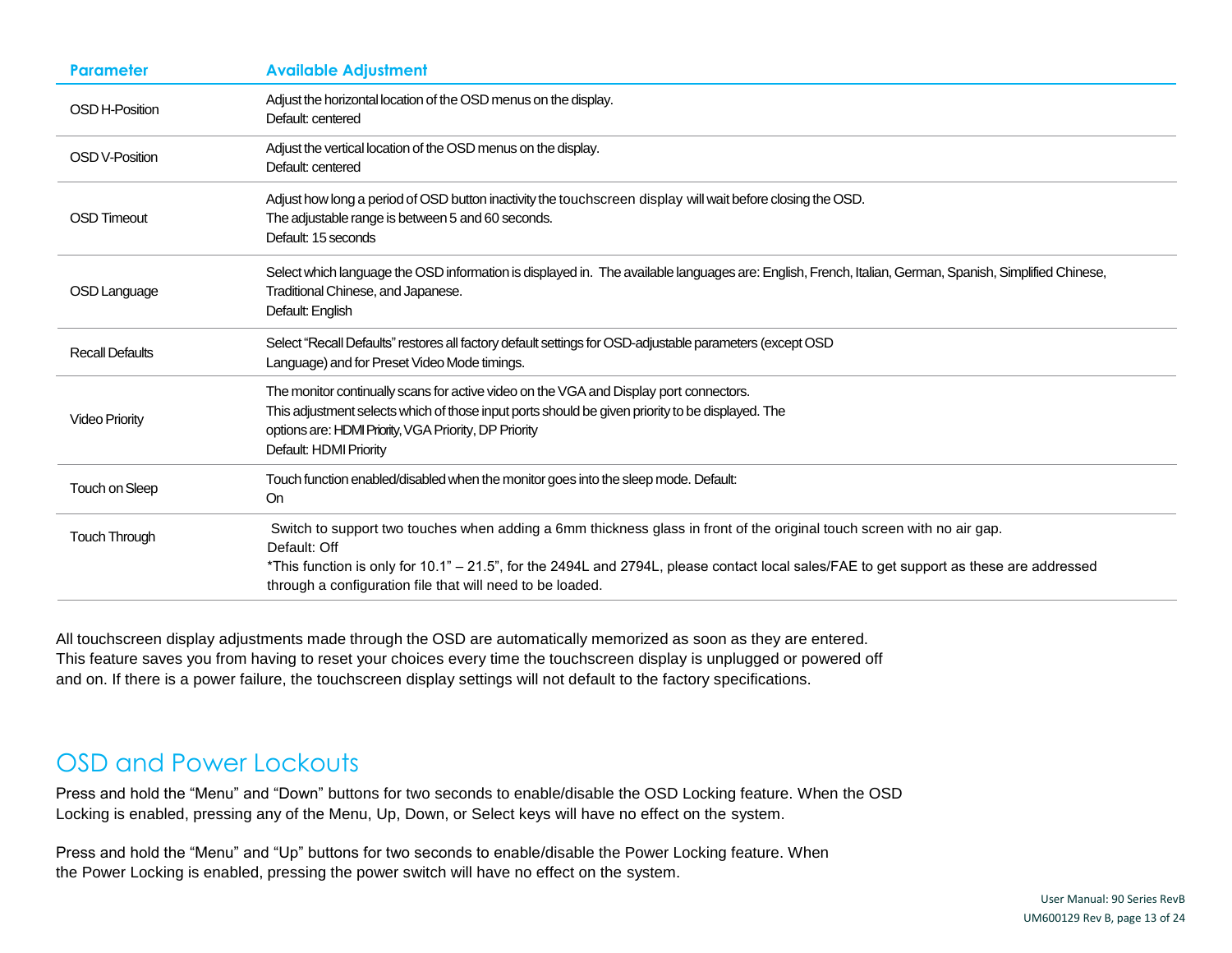| Parameter | Available Adjustment |
|---|---|
| OSD H-Position | Adjust the horizontal location of the OSD menus on the display.<br>Default: centered |
| OSD V-Position | Adjust the vertical location of the OSD menus on the display.<br>Default: centered |
| OSD Timeout | Adjust how long a period of OSD button inactivity the touchscreen display will wait before closing the OSD.<br>The adjustable range is between 5 and 60 seconds.<br>Default: 15 seconds |
| OSD Language | Select which language the OSD information is displayed in. The available languages are: English, French, Italian, German, Spanish, Simplified Chinese, Traditional Chinese, and Japanese.<br>Default: English |
| Recall Defaults | Select "Recall Defaults" restores all factory default settings for OSD-adjustable parameters (except OSD Language) and for Preset Video Mode timings. |
| Video Priority | The monitor continually scans for active video on the VGA and Display port connectors.<br>This adjustment selects which of those input ports should be given priority to be displayed. The options are: HDMI Priority, VGA Priority, DP Priority<br>Default: HDMI Priority |
| Touch on Sleep | Touch function enabled/disabled when the monitor goes into the sleep mode. Default: On |
| Touch Through | Switch to support two touches when adding a 6mm thickness glass in front of the original touch screen with no air gap.<br>Default: Off<br>*This function is only for 10.1" – 21.5", for the 2494L and 2794L, please contact local sales/FAE to get support as these are addressed through a configuration file that will need to be loaded. |

All touchscreen display adjustments made through the OSD are automatically memorized as soon as they are entered. This feature saves you from having to reset your choices every time the touchscreen display is unplugged or powered off and on. If there is a power failure, the touchscreen display settings will not default to the factory specifications.

## OSD and Power Lockouts

Press and hold the "Menu" and "Down" buttons for two seconds to enable/disable the OSD Locking feature. When the OSD Locking is enabled, pressing any of the Menu, Up, Down, or Select keys will have no effect on the system.

Press and hold the "Menu" and "Up" buttons for two seconds to enable/disable the Power Locking feature. When the Power Locking is enabled, pressing the power switch will have no effect on the system.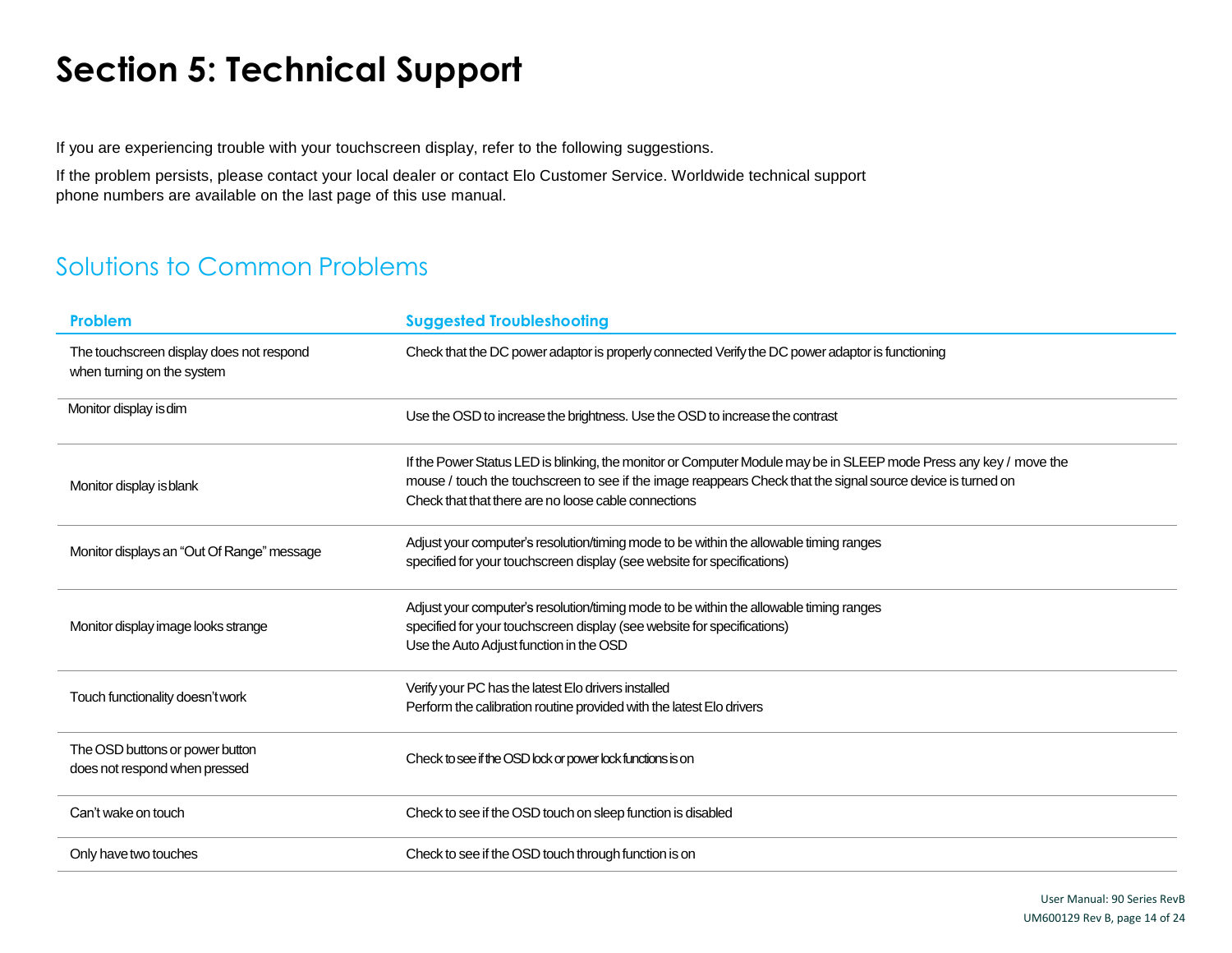# Section 5: Technical Support

If you are experiencing trouble with your touchscreen display, refer to the following suggestions.

If the problem persists, please contact your local dealer or contact Elo Customer Service. Worldwide technical support phone numbers are available on the last page of this use manual.

## Solutions to Common Problems

| Problem | Suggested Troubleshooting |
|---|---|
| The touchscreen display does not respond when turning on the system | Check that the DC power adaptor is properly connected Verify the DC power adaptor is functioning |
| Monitor display is dim | Use the OSD to increase the brightness. Use the OSD to increase the contrast |
| Monitor display is blank | If the Power Status LED is blinking, the monitor or Computer Module may be in SLEEP mode Press any key / move the mouse / touch the touchscreen to see if the image reappears Check that the signal source device is turned on<br>Check that that there are no loose cable connections |
| Monitor displays an "Out Of Range" message | Adjust your computer's resolution/timing mode to be within the allowable timing ranges specified for your touchscreen display (see website for specifications) |
| Monitor display image looks strange | Adjust your computer's resolution/timing mode to be within the allowable timing ranges specified for your touchscreen display (see website for specifications)<br>Use the Auto Adjust function in the OSD |
| Touch functionality doesn't work | Verify your PC has the latest Elo drivers installed<br>Perform the calibration routine provided with the latest Elo drivers |
| The OSD buttons or power button does not respond when pressed | Check to see if the OSD lock or power lock functions is on |
| Can't wake on touch | Check to see if the OSD touch on sleep function is disabled |
| Only have two touches | Check to see if the OSD touch through function is on |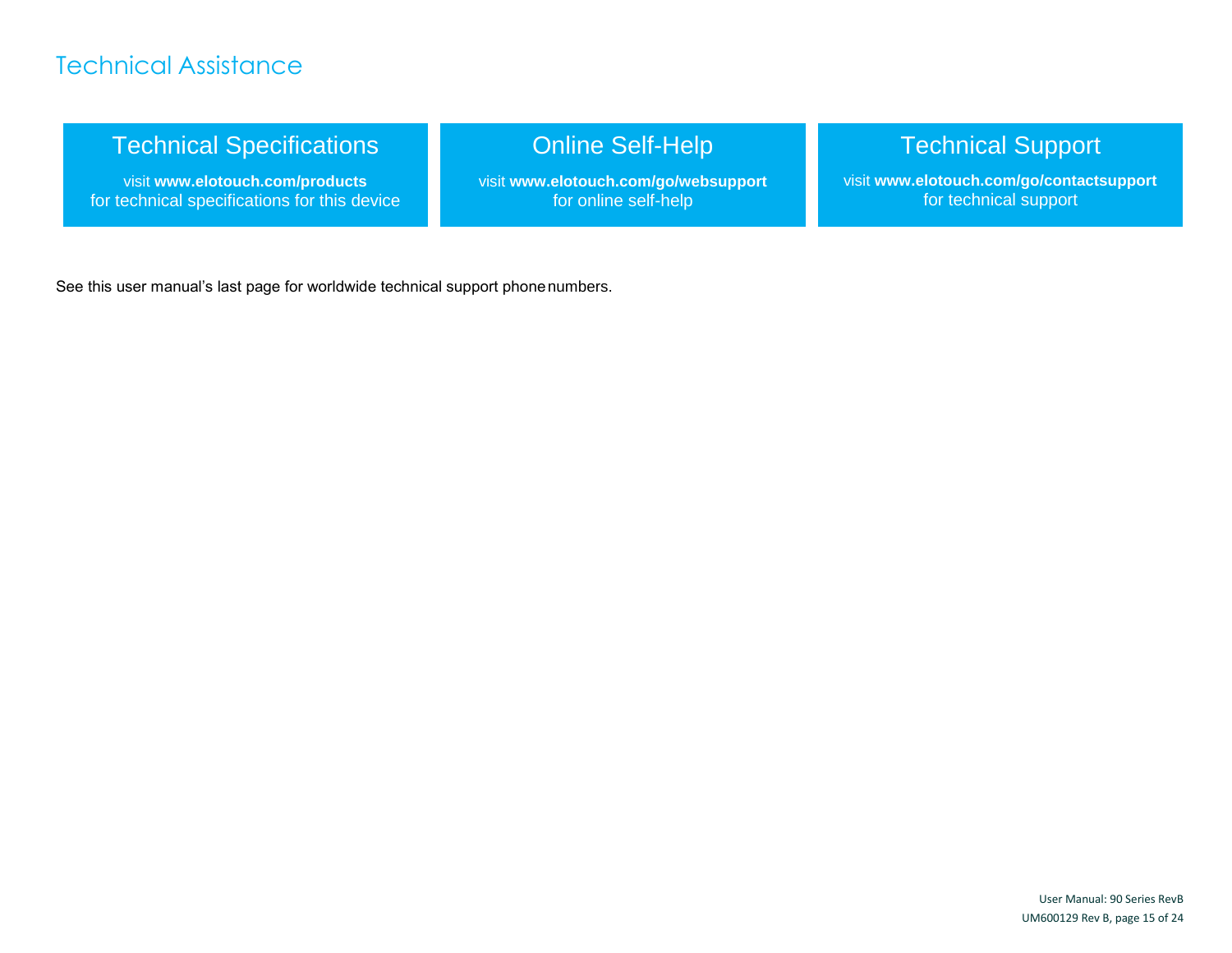# Technical Assistance

### Technical Specifications

visit **www.elotouch.com/products**
for technical specifications for this device

### Online Self-Help

visit **www.elotouch.com/go/websupport**
for online self-help

### Technical Support

visit **www.elotouch.com/go/contactsupport**
for technical support

See this user manual's last page for worldwide technical support phone numbers.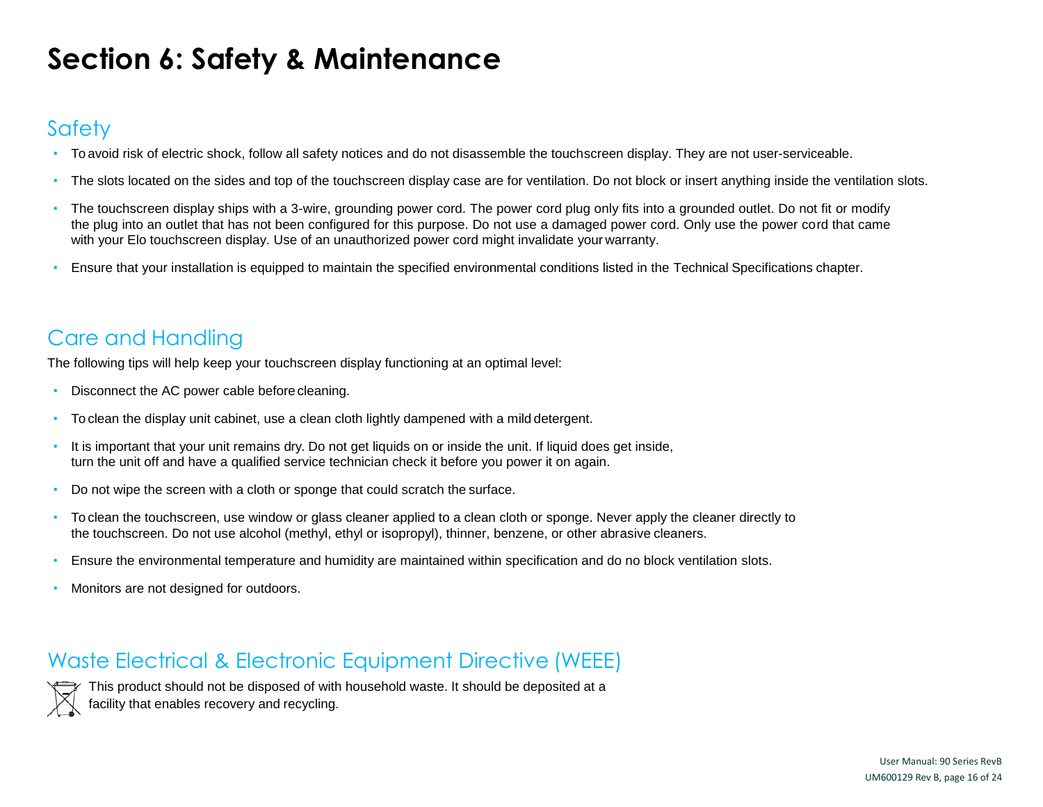# Section 6: Safety & Maintenance

## Safety

- To avoid risk of electric shock, follow all safety notices and do not disassemble the touchscreen display. They are not user-serviceable.
- The slots located on the sides and top of the touchscreen display case are for ventilation. Do not block or insert anything inside the ventilation slots.
- The touchscreen display ships with a 3-wire, grounding power cord. The power cord plug only fits into a grounded outlet. Do not fit or modify the plug into an outlet that has not been configured for this purpose. Do not use a damaged power cord. Only use the power cord that came with your Elo touchscreen display. Use of an unauthorized power cord might invalidate your warranty.
- Ensure that your installation is equipped to maintain the specified environmental conditions listed in the Technical Specifications chapter.

## Care and Handling

The following tips will help keep your touchscreen display functioning at an optimal level:

- Disconnect the AC power cable before cleaning.
- To clean the display unit cabinet, use a clean cloth lightly dampened with a mild detergent.
- It is important that your unit remains dry. Do not get liquids on or inside the unit. If liquid does get inside, turn the unit off and have a qualified service technician check it before you power it on again.
- Do not wipe the screen with a cloth or sponge that could scratch the surface.
- To clean the touchscreen, use window or glass cleaner applied to a clean cloth or sponge. Never apply the cleaner directly to the touchscreen. Do not use alcohol (methyl, ethyl or isopropyl), thinner, benzene, or other abrasive cleaners.
- Ensure the environmental temperature and humidity are maintained within specification and do no block ventilation slots.
- Monitors are not designed for outdoors.

## Waste Electrical & Electronic Equipment Directive (WEEE)

This product should not be disposed of with household waste. It should be deposited at a facility that enables recovery and recycling.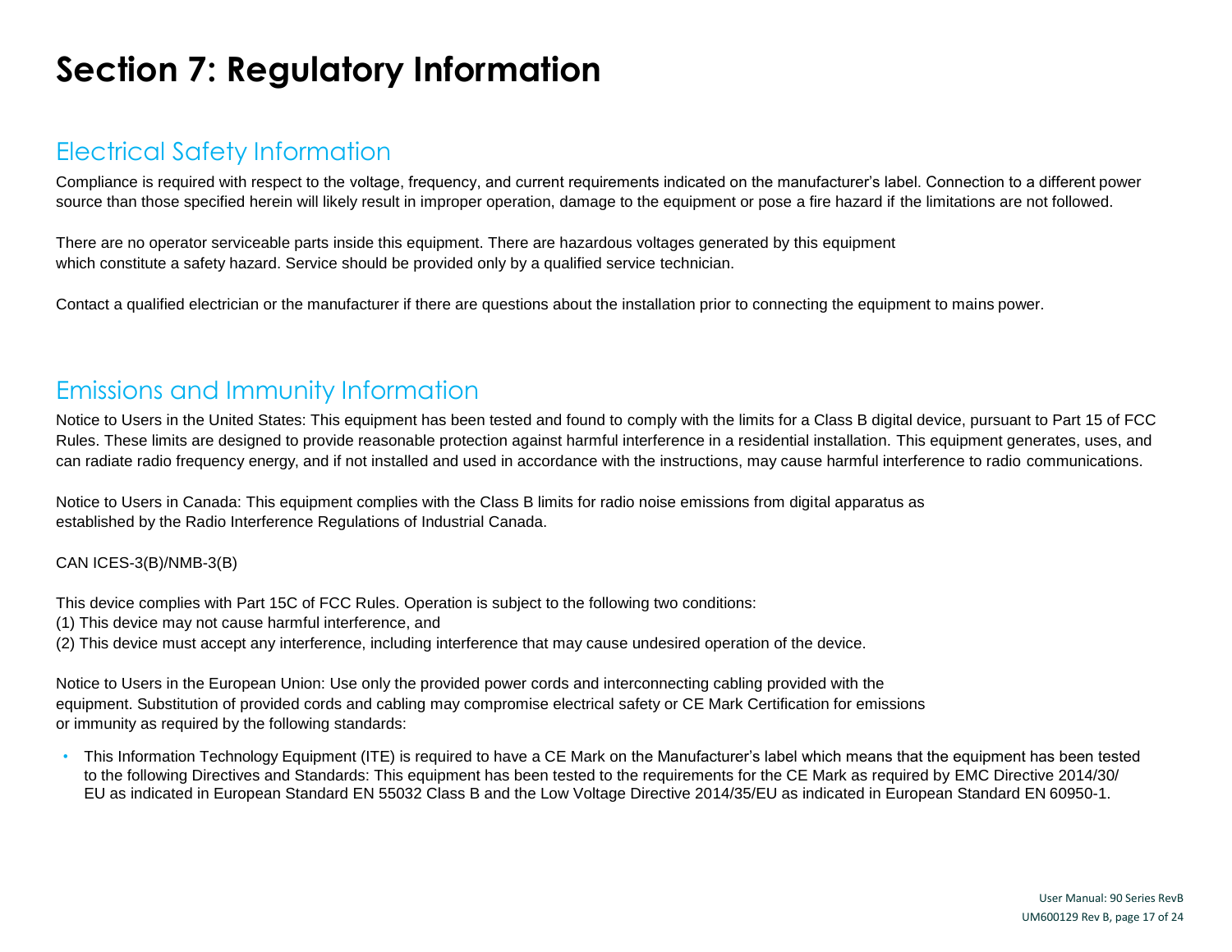# Section 7: Regulatory Information

## Electrical Safety Information

Compliance is required with respect to the voltage, frequency, and current requirements indicated on the manufacturer's label. Connection to a different power source than those specified herein will likely result in improper operation, damage to the equipment or pose a fire hazard if the limitations are not followed.

There are no operator serviceable parts inside this equipment. There are hazardous voltages generated by this equipment which constitute a safety hazard. Service should be provided only by a qualified service technician.

Contact a qualified electrician or the manufacturer if there are questions about the installation prior to connecting the equipment to mains power.

## Emissions and Immunity Information

Notice to Users in the United States: This equipment has been tested and found to comply with the limits for a Class B digital device, pursuant to Part 15 of FCC Rules. These limits are designed to provide reasonable protection against harmful interference in a residential installation. This equipment generates, uses, and can radiate radio frequency energy, and if not installed and used in accordance with the instructions, may cause harmful interference to radio communications.

Notice to Users in Canada: This equipment complies with the Class B limits for radio noise emissions from digital apparatus as established by the Radio Interference Regulations of Industrial Canada.

CAN ICES-3(B)/NMB-3(B)

This device complies with Part 15C of FCC Rules. Operation is subject to the following two conditions:
(1) This device may not cause harmful interference, and
(2) This device must accept any interference, including interference that may cause undesired operation of the device.

Notice to Users in the European Union: Use only the provided power cords and interconnecting cabling provided with the equipment. Substitution of provided cords and cabling may compromise electrical safety or CE Mark Certification for emissions or immunity as required by the following standards:

- This Information Technology Equipment (ITE) is required to have a CE Mark on the Manufacturer's label which means that the equipment has been tested to the following Directives and Standards: This equipment has been tested to the requirements for the CE Mark as required by EMC Directive 2014/30/EU as indicated in European Standard EN 55032 Class B and the Low Voltage Directive 2014/35/EU as indicated in European Standard EN 60950-1.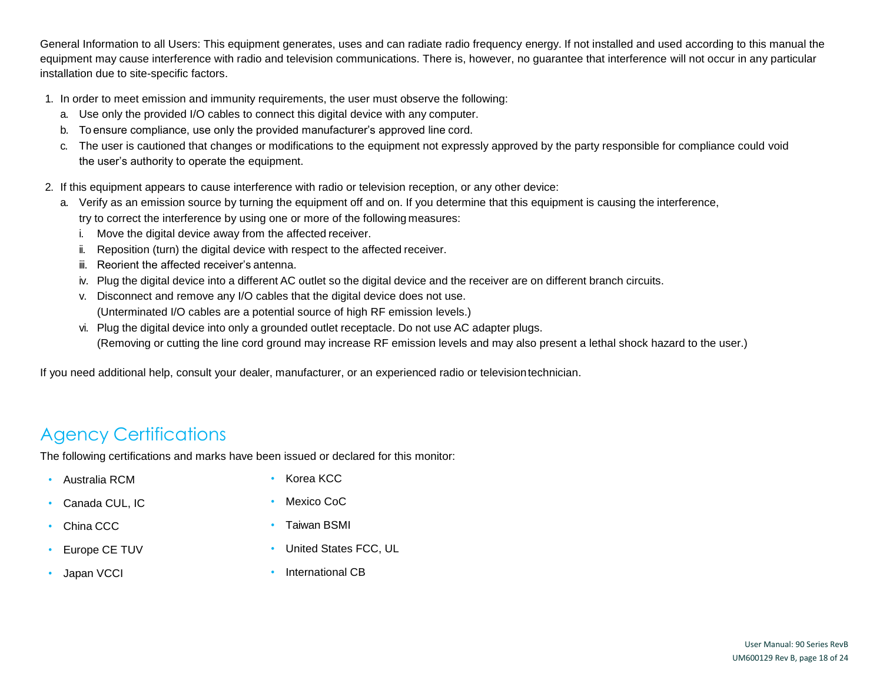General Information to all Users: This equipment generates, uses and can radiate radio frequency energy. If not installed and used according to this manual the equipment may cause interference with radio and television communications. There is, however, no guarantee that interference will not occur in any particular installation due to site-specific factors.

1. In order to meet emission and immunity requirements, the user must observe the following:
   a. Use only the provided I/O cables to connect this digital device with any computer.
   b. To ensure compliance, use only the provided manufacturer's approved line cord.
   c. The user is cautioned that changes or modifications to the equipment not expressly approved by the party responsible for compliance could void the user's authority to operate the equipment.

2. If this equipment appears to cause interference with radio or television reception, or any other device:
   a. Verify as an emission source by turning the equipment off and on. If you determine that this equipment is causing the interference, try to correct the interference by using one or more of the following measures:
      i. Move the digital device away from the affected receiver.
      ii. Reposition (turn) the digital device with respect to the affected receiver.
      iii. Reorient the affected receiver's antenna.
      iv. Plug the digital device into a different AC outlet so the digital device and the receiver are on different branch circuits.
      v. Disconnect and remove any I/O cables that the digital device does not use. (Unterminated I/O cables are a potential source of high RF emission levels.)
      vi. Plug the digital device into only a grounded outlet receptacle. Do not use AC adapter plugs. (Removing or cutting the line cord ground may increase RF emission levels and may also present a lethal shock hazard to the user.)

If you need additional help, consult your dealer, manufacturer, or an experienced radio or television technician.

## Agency Certifications

The following certifications and marks have been issued or declared for this monitor:

- Australia RCM
- Canada CUL, IC
- China CCC
- Europe CE TUV
- Japan VCCI
- Korea KCC
- Mexico CoC
- Taiwan BSMI
- United States FCC, UL
- International CB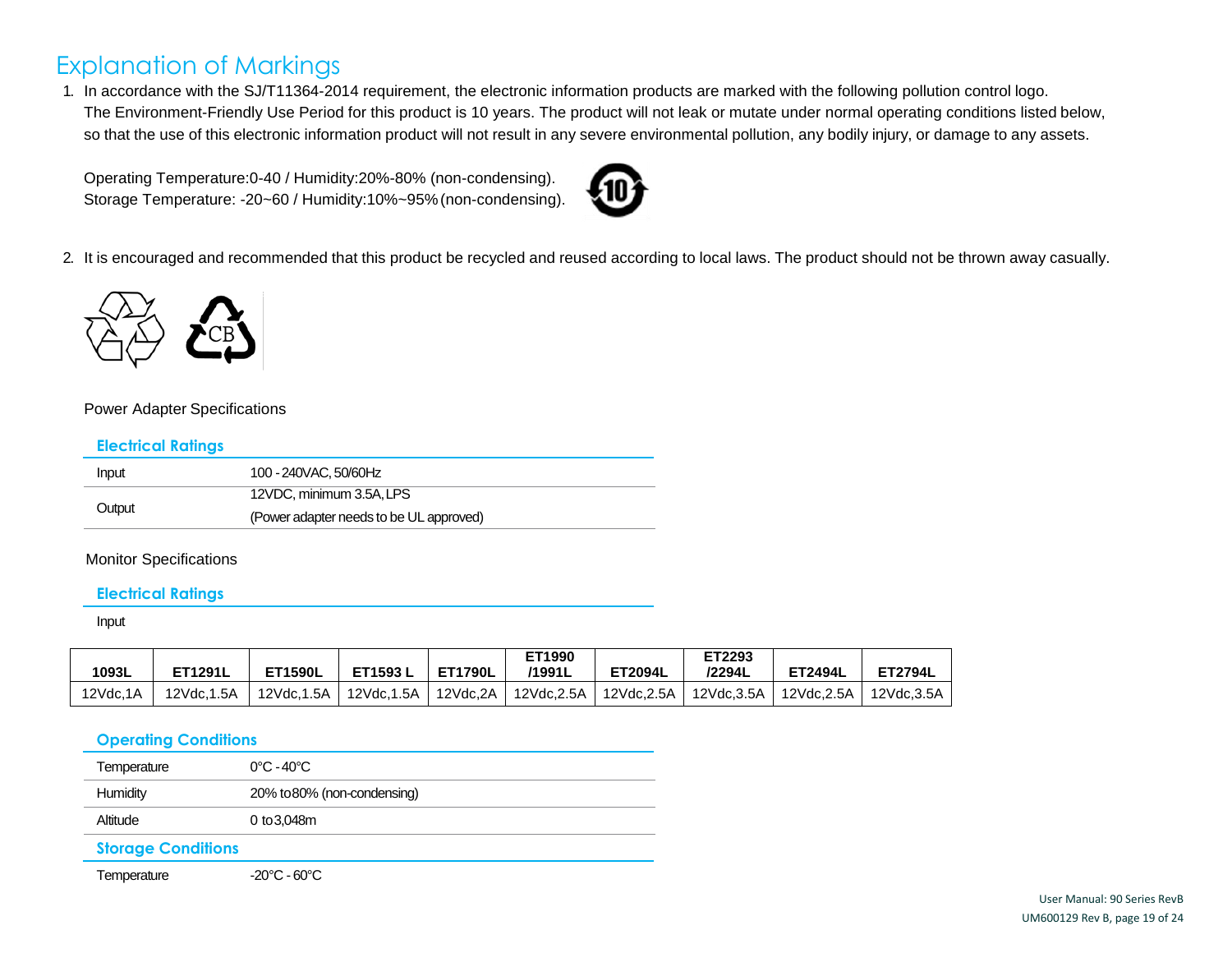# Explanation of Markings

1. In accordance with the SJ/T11364-2014 requirement, the electronic information products are marked with the following pollution control logo.
   The Environment-Friendly Use Period for this product is 10 years. The product will not leak or mutate under normal operating conditions listed below, so that the use of this electronic information product will not result in any severe environmental pollution, any bodily injury, or damage to any assets.

   Operating Temperature:0-40 / Humidity:20%-80% (non-condensing).
   Storage Temperature: -20~60 / Humidity:10%~95% (non-condensing).

2. It is encouraged and recommended that this product be recycled and reused according to local laws. The product should not be thrown away casually.

Power Adapter Specifications

## Electrical Ratings

| | |
|---|---|
| Input | 100 - 240VAC, 50/60Hz |
| Output | 12VDC, minimum 3.5A, LPS<br>(Power adapter needs to be UL approved) |

Monitor Specifications

## Electrical Ratings

Input

| 1093L | ET1291L | ET1590L | ET1593 L | ET1790L | ET1990 /1991L | ET2094L | ET2293 /2294L | ET2494L | ET2794L |
|---|---|---|---|---|---|---|---|---|---|
| 12Vdc,1A | 12Vdc,1.5A | 12Vdc,1.5A | 12Vdc,1.5A | 12Vdc,2A | 12Vdc,2.5A | 12Vdc,2.5A | 12Vdc,3.5A | 12Vdc,2.5A | 12Vdc,3.5A |

## Operating Conditions

| | |
|---|---|
| Temperature | 0°C - 40°C |
| Humidity | 20% to 80% (non-condensing) |
| Altitude | 0 to 3,048m |

## Storage Conditions

| | |
|---|---|
| Temperature | -20°C - 60°C |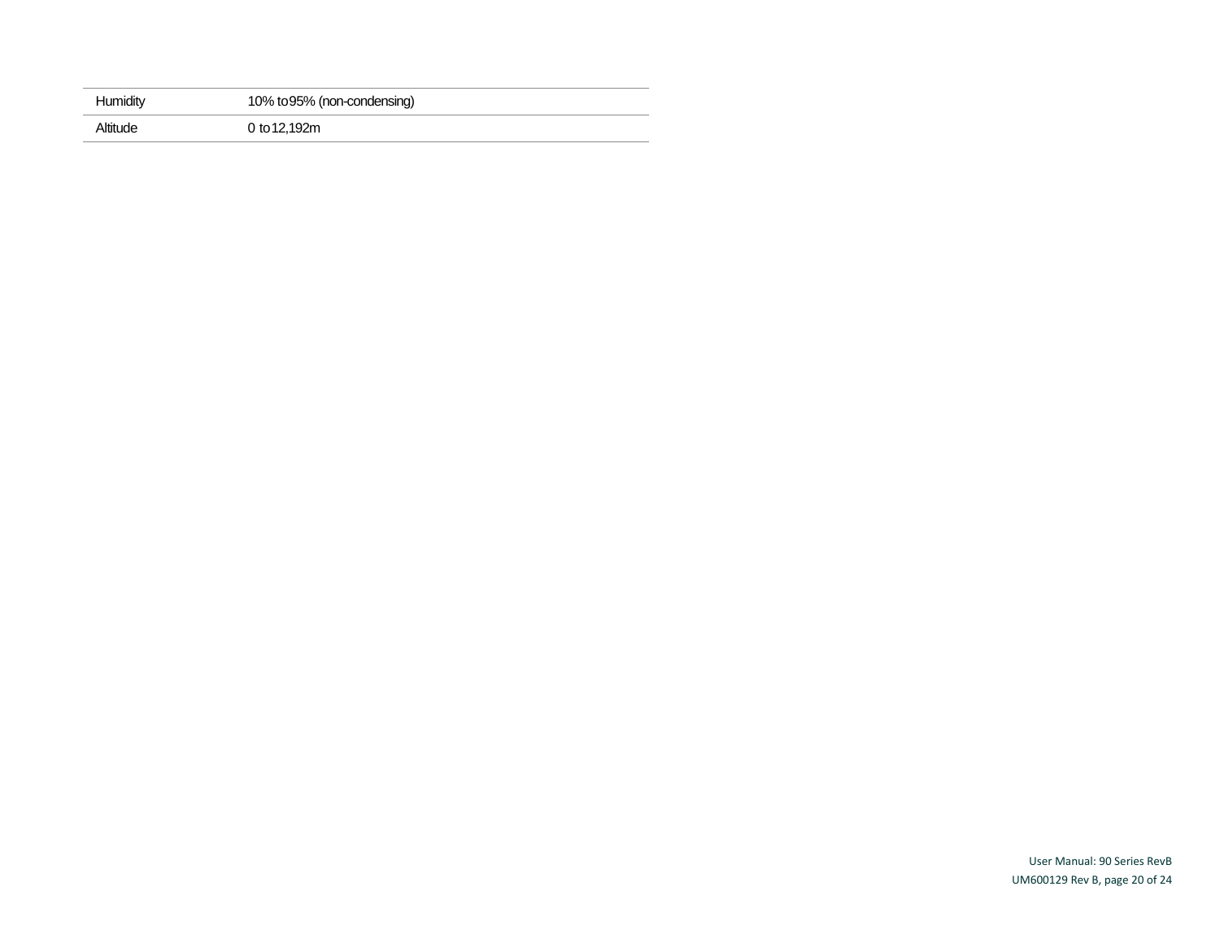| | |
|---|---|
| Humidity | 10% to 95% (non-condensing) |
| Altitude | 0 to 12,192m |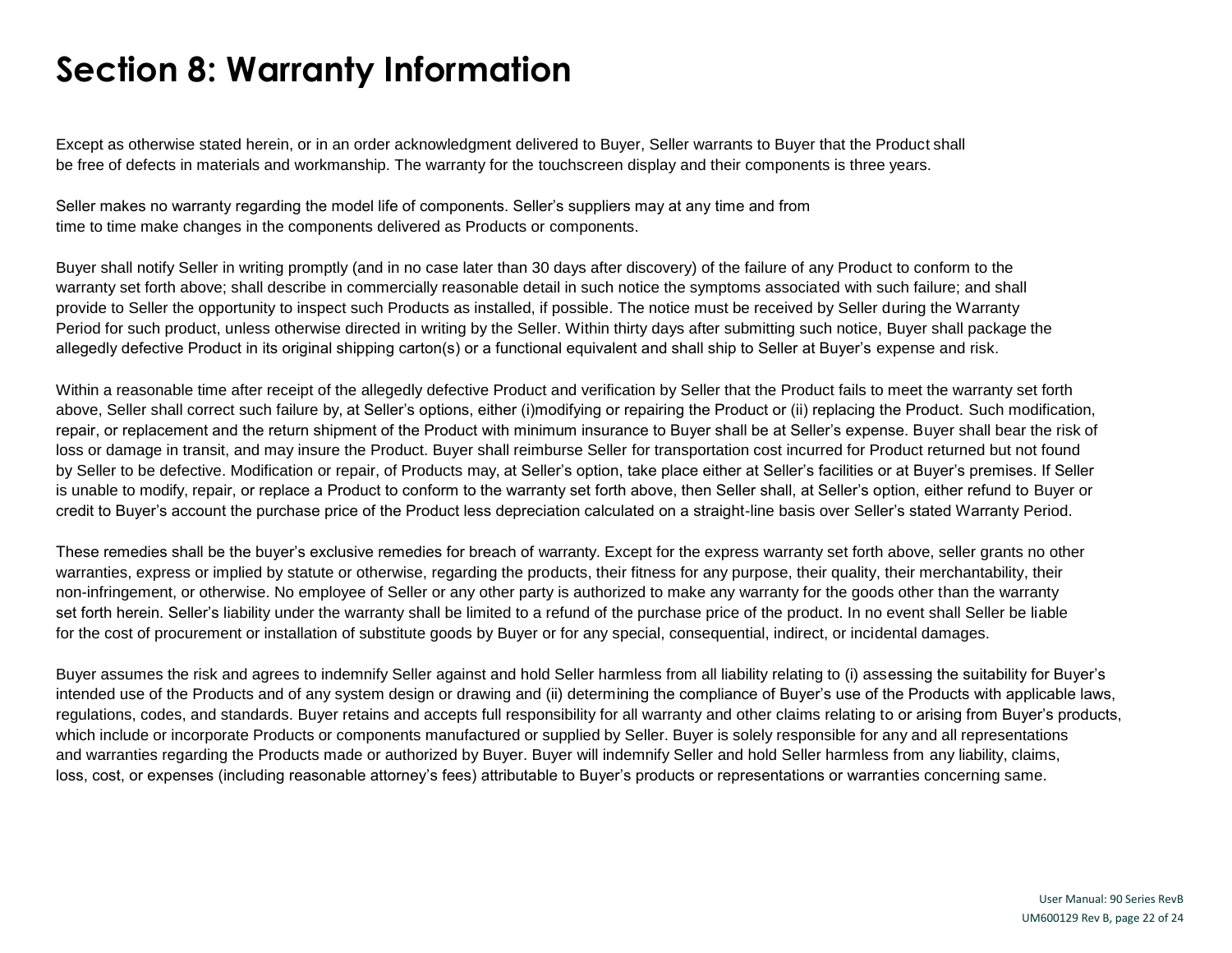# Section 8: Warranty Information

Except as otherwise stated herein, or in an order acknowledgment delivered to Buyer, Seller warrants to Buyer that the Product shall be free of defects in materials and workmanship. The warranty for the touchscreen display and their components is three years.

Seller makes no warranty regarding the model life of components. Seller's suppliers may at any time and from time to time make changes in the components delivered as Products or components.

Buyer shall notify Seller in writing promptly (and in no case later than 30 days after discovery) of the failure of any Product to conform to the warranty set forth above; shall describe in commercially reasonable detail in such notice the symptoms associated with such failure; and shall provide to Seller the opportunity to inspect such Products as installed, if possible. The notice must be received by Seller during the Warranty Period for such product, unless otherwise directed in writing by the Seller. Within thirty days after submitting such notice, Buyer shall package the allegedly defective Product in its original shipping carton(s) or a functional equivalent and shall ship to Seller at Buyer's expense and risk.

Within a reasonable time after receipt of the allegedly defective Product and verification by Seller that the Product fails to meet the warranty set forth above, Seller shall correct such failure by, at Seller's options, either (i)modifying or repairing the Product or (ii) replacing the Product. Such modification, repair, or replacement and the return shipment of the Product with minimum insurance to Buyer shall be at Seller's expense. Buyer shall bear the risk of loss or damage in transit, and may insure the Product. Buyer shall reimburse Seller for transportation cost incurred for Product returned but not found by Seller to be defective. Modification or repair, of Products may, at Seller's option, take place either at Seller's facilities or at Buyer's premises. If Seller is unable to modify, repair, or replace a Product to conform to the warranty set forth above, then Seller shall, at Seller's option, either refund to Buyer or credit to Buyer's account the purchase price of the Product less depreciation calculated on a straight-line basis over Seller's stated Warranty Period.

These remedies shall be the buyer's exclusive remedies for breach of warranty. Except for the express warranty set forth above, seller grants no other warranties, express or implied by statute or otherwise, regarding the products, their fitness for any purpose, their quality, their merchantability, their non-infringement, or otherwise. No employee of Seller or any other party is authorized to make any warranty for the goods other than the warranty set forth herein. Seller's liability under the warranty shall be limited to a refund of the purchase price of the product. In no event shall Seller be liable for the cost of procurement or installation of substitute goods by Buyer or for any special, consequential, indirect, or incidental damages.

Buyer assumes the risk and agrees to indemnify Seller against and hold Seller harmless from all liability relating to (i) assessing the suitability for Buyer's intended use of the Products and of any system design or drawing and (ii) determining the compliance of Buyer's use of the Products with applicable laws, regulations, codes, and standards. Buyer retains and accepts full responsibility for all warranty and other claims relating to or arising from Buyer's products, which include or incorporate Products or components manufactured or supplied by Seller. Buyer is solely responsible for any and all representations and warranties regarding the Products made or authorized by Buyer. Buyer will indemnify Seller and hold Seller harmless from any liability, claims, loss, cost, or expenses (including reasonable attorney's fees) attributable to Buyer's products or representations or warranties concerning same.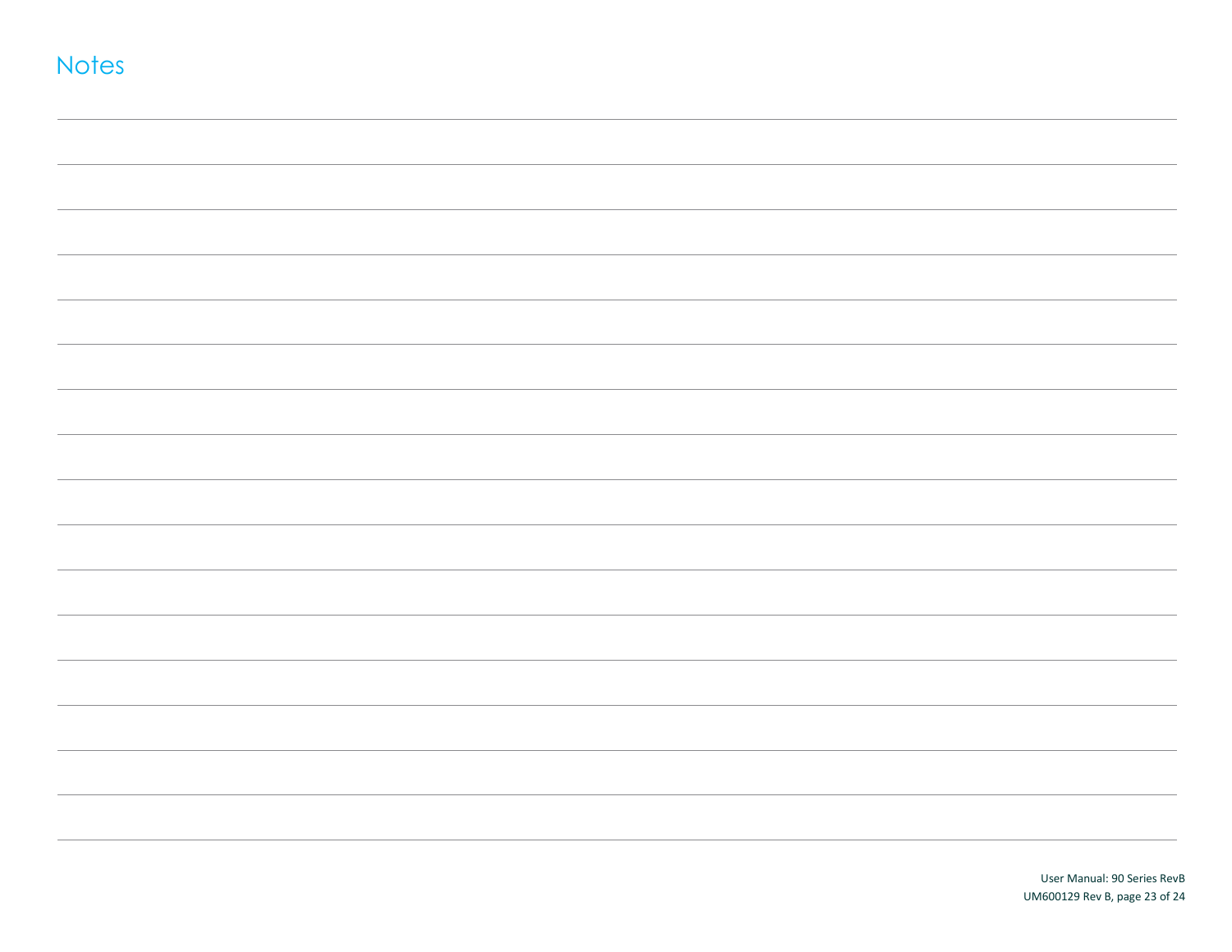# Notes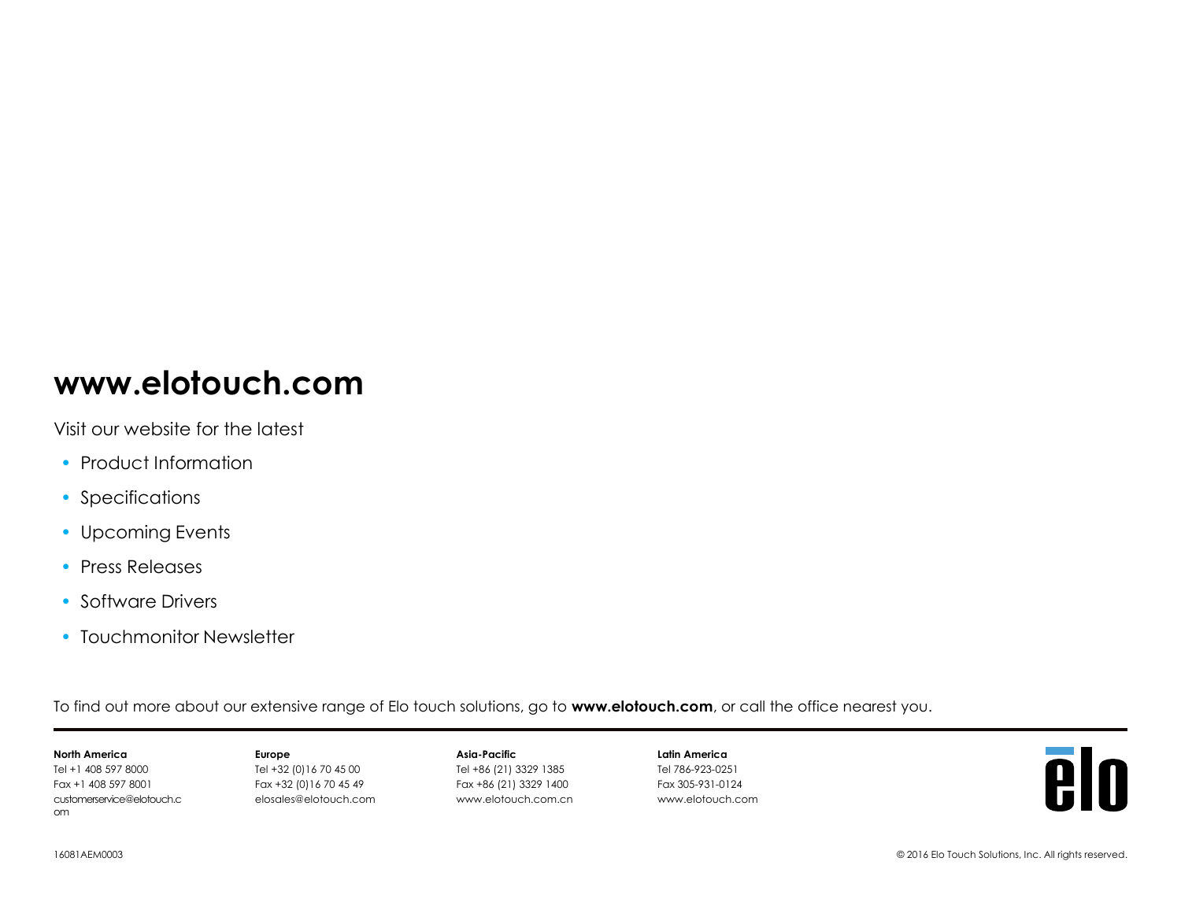# www.elotouch.com

Visit our website for the latest

- Product Information
- Specifications
- Upcoming Events
- Press Releases
- Software Drivers
- Touchmonitor Newsletter

To find out more about our extensive range of Elo touch solutions, go to **www.elotouch.com**, or call the office nearest you.

**North America**
Tel +1 408 597 8000
Fax +1 408 597 8001
customerservice@elotouch.com

**Europe**
Tel +32 (0)16 70 45 00
Fax +32 (0)16 70 45 49
elosales@elotouch.com

**Asia-Pacific**
Tel +86 (21) 3329 1385
Fax +86 (21) 3329 1400
www.elotouch.com.cn

**Latin America**
Tel 786-923-0251
Fax 305-931-0124
www.elotouch.com

16081AEM0003

© 2016 Elo Touch Solutions, Inc. All rights reserved.